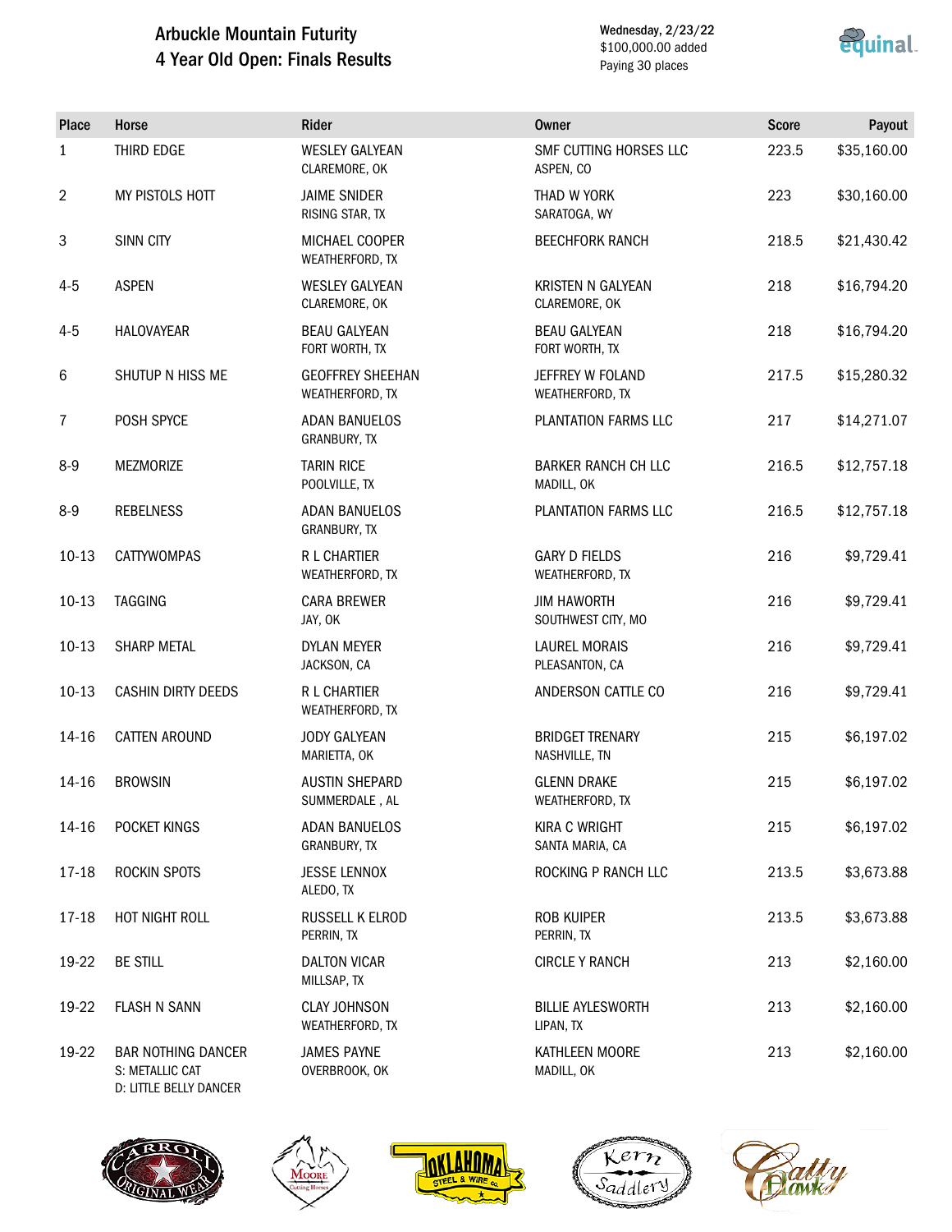# Arbuckle Mountain Futurity
## 4 Year Old Open: Finals Results

Wednesday, 2/23/22
$100,000.00 added
Paying 30 places

| Place | Horse | Rider | Owner | Score | Payout |
|---|---|---|---|---|---|
| 1 | THIRD EDGE | WESLEY GALYEAN<br>CLAREMORE, OK | SMF CUTTING HORSES LLC<br>ASPEN, CO | 223.5 | $35,160.00 |
| 2 | MY PISTOLS HOTT | JAIME SNIDER<br>RISING STAR, TX | THAD W YORK<br>SARATOGA, WY | 223 | $30,160.00 |
| 3 | SINN CITY | MICHAEL COOPER<br>WEATHERFORD, TX | BEECHFORK RANCH | 218.5 | $21,430.42 |
| 4-5 | ASPEN | WESLEY GALYEAN<br>CLAREMORE, OK | KRISTEN N GALYEAN<br>CLAREMORE, OK | 218 | $16,794.20 |
| 4-5 | HALOVAYEAR | BEAU GALYEAN<br>FORT WORTH, TX | BEAU GALYEAN<br>FORT WORTH, TX | 218 | $16,794.20 |
| 6 | SHUTUP N HISS ME | GEOFFREY SHEEHAN<br>WEATHERFORD, TX | JEFFREY W FOLAND<br>WEATHERFORD, TX | 217.5 | $15,280.32 |
| 7 | POSH SPYCE | ADAN BANUELOS<br>GRANBURY, TX | PLANTATION FARMS LLC | 217 | $14,271.07 |
| 8-9 | MEZMORIZE | TARIN RICE<br>POOLVILLE, TX | BARKER RANCH CH LLC<br>MADILL, OK | 216.5 | $12,757.18 |
| 8-9 | REBELNESS | ADAN BANUELOS<br>GRANBURY, TX | PLANTATION FARMS LLC | 216.5 | $12,757.18 |
| 10-13 | CATTYWOMPAS | R L CHARTIER<br>WEATHERFORD, TX | GARY D FIELDS<br>WEATHERFORD, TX | 216 | $9,729.41 |
| 10-13 | TAGGING | CARA BREWER<br>JAY, OK | JIM HAWORTH<br>SOUTHWEST CITY, MO | 216 | $9,729.41 |
| 10-13 | SHARP METAL | DYLAN MEYER<br>JACKSON, CA | LAUREL MORAIS<br>PLEASANTON, CA | 216 | $9,729.41 |
| 10-13 | CASHIN DIRTY DEEDS | R L CHARTIER<br>WEATHERFORD, TX | ANDERSON CATTLE CO | 216 | $9,729.41 |
| 14-16 | CATTEN AROUND | JODY GALYEAN<br>MARIETTA, OK | BRIDGET TRENARY<br>NASHVILLE, TN | 215 | $6,197.02 |
| 14-16 | BROWSIN | AUSTIN SHEPARD<br>SUMMERDALE , AL | GLENN DRAKE<br>WEATHERFORD, TX | 215 | $6,197.02 |
| 14-16 | POCKET KINGS | ADAN BANUELOS<br>GRANBURY, TX | KIRA C WRIGHT<br>SANTA MARIA, CA | 215 | $6,197.02 |
| 17-18 | ROCKIN SPOTS | JESSE LENNOX<br>ALEDO, TX | ROCKING P RANCH LLC | 213.5 | $3,673.88 |
| 17-18 | HOT NIGHT ROLL | RUSSELL K ELROD<br>PERRIN, TX | ROB KUIPER<br>PERRIN, TX | 213.5 | $3,673.88 |
| 19-22 | BE STILL | DALTON VICAR<br>MILLSAP, TX | CIRCLE Y RANCH | 213 | $2,160.00 |
| 19-22 | FLASH N SANN | CLAY JOHNSON<br>WEATHERFORD, TX | BILLIE AYLESWORTH<br>LIPAN, TX | 213 | $2,160.00 |
| 19-22 | BAR NOTHING DANCER<br>S: METALLIC CAT<br>D: LITTLE BELLY DANCER | JAMES PAYNE<br>OVERBROOK, OK | KATHLEEN MOORE<br>MADILL, OK | 213 | $2,160.00 |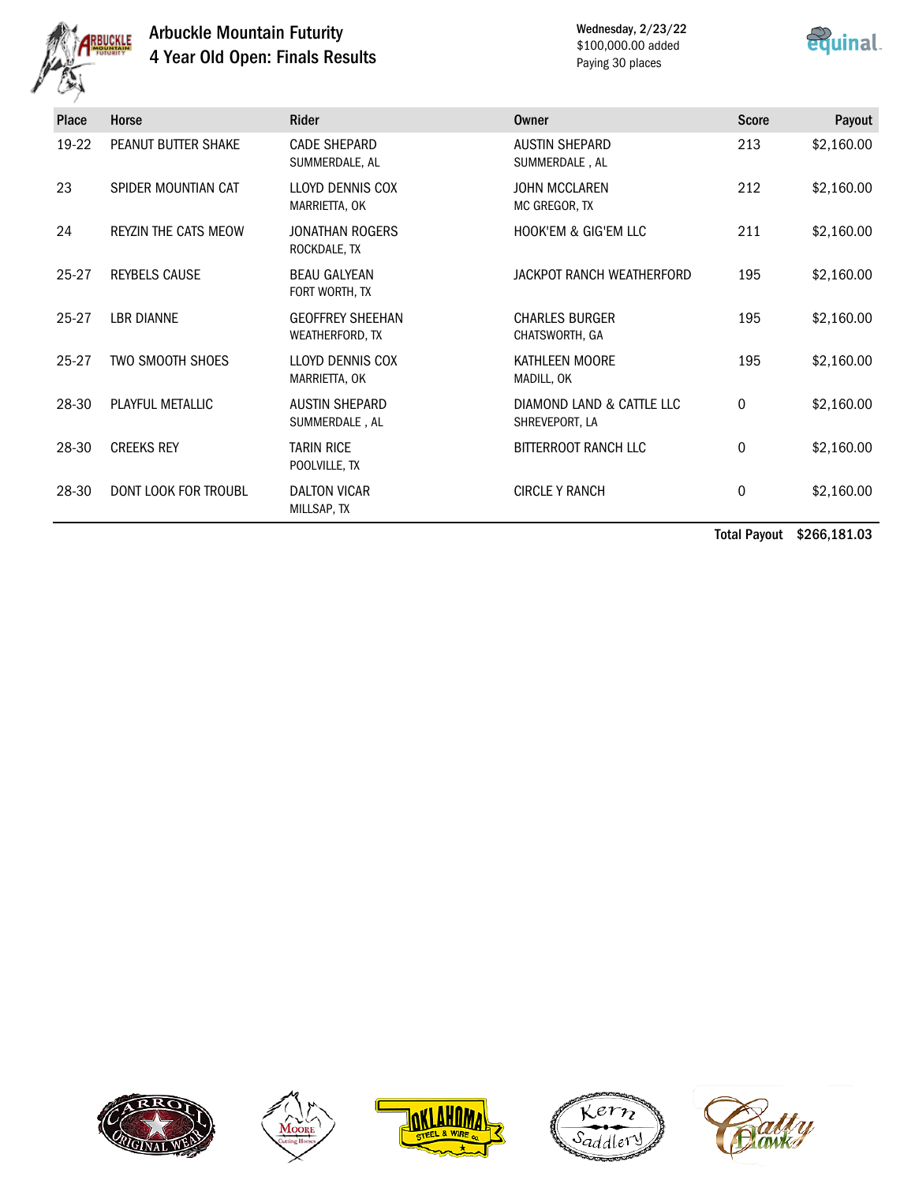# Arbuckle Mountain Futurity

## 4 Year Old Open: Finals Results

Wednesday, 2/23/22
$100,000.00 added
Paying 30 places

| Place | Horse | Rider | Owner | Score | Payout |
|---|---|---|---|---|---|
| 19-22 | PEANUT BUTTER SHAKE | CADE SHEPARD<br>SUMMERDALE, AL | AUSTIN SHEPARD<br>SUMMERDALE , AL | 213 | $2,160.00 |
| 23 | SPIDER MOUNTIAN CAT | LLOYD DENNIS COX<br>MARRIETTA, OK | JOHN MCCLAREN<br>MC GREGOR, TX | 212 | $2,160.00 |
| 24 | REYZIN THE CATS MEOW | JONATHAN ROGERS<br>ROCKDALE, TX | HOOK'EM & GIG'EM LLC | 211 | $2,160.00 |
| 25-27 | REYBELS CAUSE | BEAU GALYEAN<br>FORT WORTH, TX | JACKPOT RANCH WEATHERFORD | 195 | $2,160.00 |
| 25-27 | LBR DIANNE | GEOFFREY SHEEHAN<br>WEATHERFORD, TX | CHARLES BURGER<br>CHATSWORTH, GA | 195 | $2,160.00 |
| 25-27 | TWO SMOOTH SHOES | LLOYD DENNIS COX<br>MARRIETTA, OK | KATHLEEN MOORE<br>MADILL, OK | 195 | $2,160.00 |
| 28-30 | PLAYFUL METALLIC | AUSTIN SHEPARD<br>SUMMERDALE , AL | DIAMOND LAND & CATTLE LLC<br>SHREVEPORT, LA | 0 | $2,160.00 |
| 28-30 | CREEKS REY | TARIN RICE<br>POOLVILLE, TX | BITTERROOT RANCH LLC | 0 | $2,160.00 |
| 28-30 | DONT LOOK FOR TROUBL | DALTON VICAR<br>MILLSAP, TX | CIRCLE Y RANCH | 0 | $2,160.00 |

**Total Payout** **$266,181.03**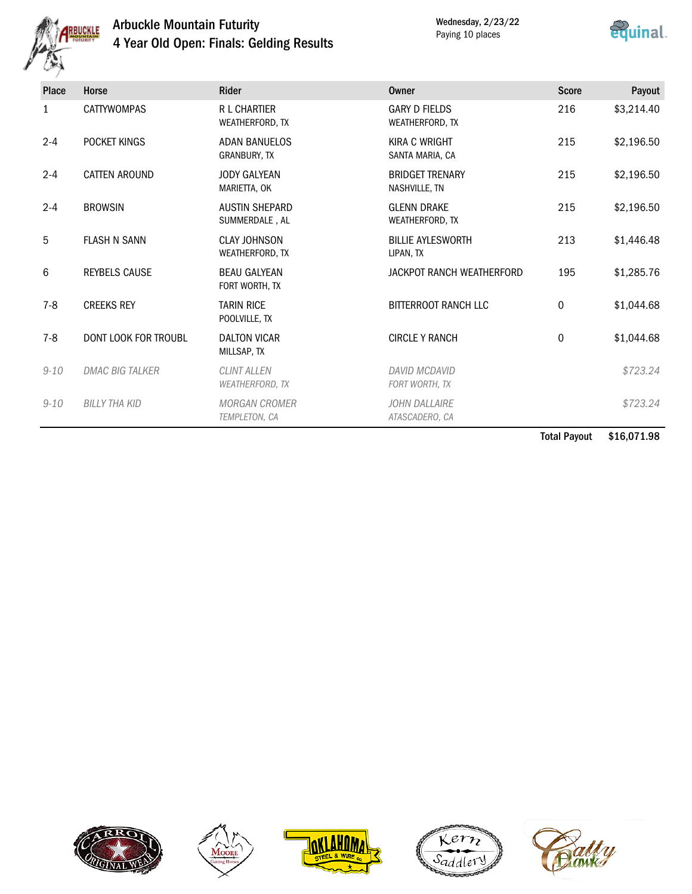# Arbuckle Mountain Futurity

## 4 Year Old Open: Finals: Gelding Results

Wednesday, 2/23/22
Paying 10 places

| Place | Horse | Rider | Owner | Score | Payout |
|---|---|---|---|---|---|
| 1 | CATTYWOMPAS | R L CHARTIER<br>WEATHERFORD, TX | GARY D FIELDS<br>WEATHERFORD, TX | 216 | $3,214.40 |
| 2-4 | POCKET KINGS | ADAN BANUELOS<br>GRANBURY, TX | KIRA C WRIGHT<br>SANTA MARIA, CA | 215 | $2,196.50 |
| 2-4 | CATTEN AROUND | JODY GALYEAN<br>MARIETTA, OK | BRIDGET TRENARY<br>NASHVILLE, TN | 215 | $2,196.50 |
| 2-4 | BROWSIN | AUSTIN SHEPARD<br>SUMMERDALE , AL | GLENN DRAKE<br>WEATHERFORD, TX | 215 | $2,196.50 |
| 5 | FLASH N SANN | CLAY JOHNSON<br>WEATHERFORD, TX | BILLIE AYLESWORTH<br>LIPAN, TX | 213 | $1,446.48 |
| 6 | REYBELS CAUSE | BEAU GALYEAN<br>FORT WORTH, TX | JACKPOT RANCH WEATHERFORD | 195 | $1,285.76 |
| 7-8 | CREEKS REY | TARIN RICE<br>POOLVILLE, TX | BITTERROOT RANCH LLC | 0 | $1,044.68 |
| 7-8 | DONT LOOK FOR TROUBL | DALTON VICAR<br>MILLSAP, TX | CIRCLE Y RANCH | 0 | $1,044.68 |
| *9-10* | *DMAC BIG TALKER* | *CLINT ALLEN<br>WEATHERFORD, TX* | *DAVID MCDAVID<br>FORT WORTH, TX* | | *$723.24* |
| *9-10* | *BILLY THA KID* | *MORGAN CROMER<br>TEMPLETON, CA* | *JOHN DALLAIRE<br>ATASCADERO, CA* | | *$723.24* |
| | | | | **Total Payout** | **$16,071.98** |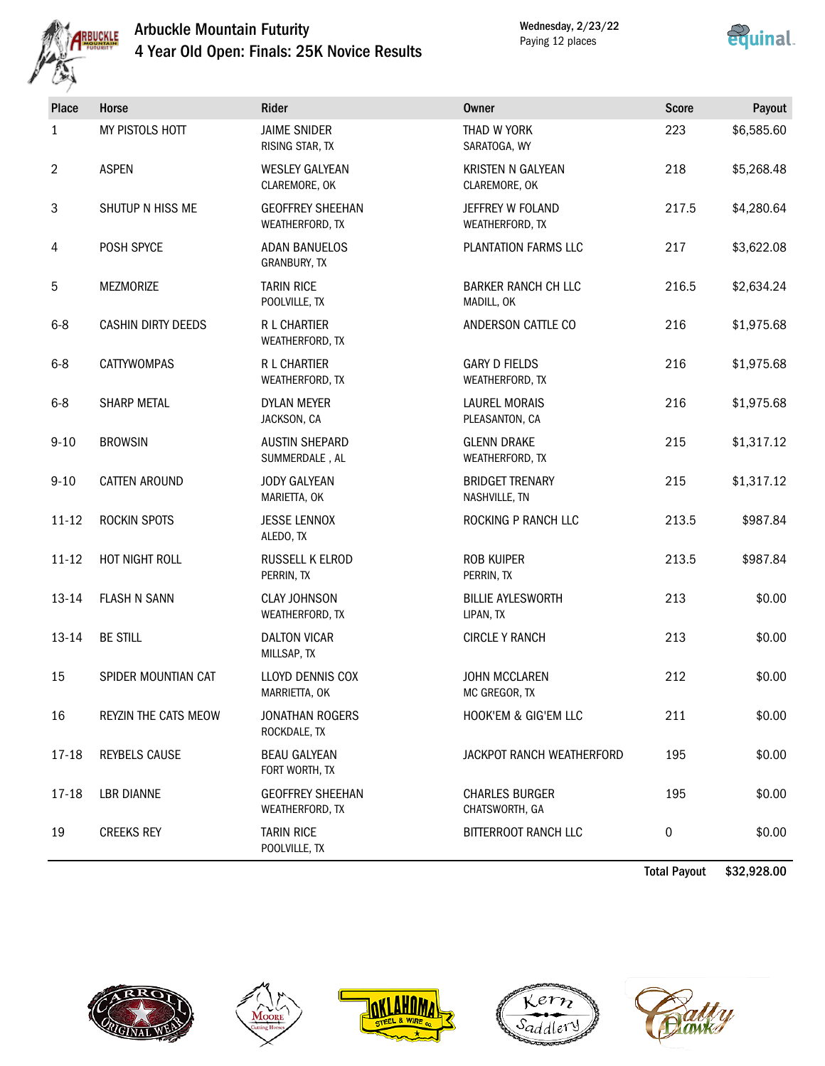# Arbuckle Mountain Futurity

## 4 Year Old Open: Finals: 25K Novice Results

Wednesday, 2/23/22
Paying 12 places

| Place | Horse | Rider | Owner | Score | Payout |
|---|---|---|---|---|---|
| 1 | MY PISTOLS HOTT | JAIME SNIDER<br>RISING STAR, TX | THAD W YORK<br>SARATOGA, WY | 223 | $6,585.60 |
| 2 | ASPEN | WESLEY GALYEAN<br>CLAREMORE, OK | KRISTEN N GALYEAN<br>CLAREMORE, OK | 218 | $5,268.48 |
| 3 | SHUTUP N HISS ME | GEOFFREY SHEEHAN<br>WEATHERFORD, TX | JEFFREY W FOLAND<br>WEATHERFORD, TX | 217.5 | $4,280.64 |
| 4 | POSH SPYCE | ADAN BANUELOS<br>GRANBURY, TX | PLANTATION FARMS LLC | 217 | $3,622.08 |
| 5 | MEZMORIZE | TARIN RICE<br>POOLVILLE, TX | BARKER RANCH CH LLC<br>MADILL, OK | 216.5 | $2,634.24 |
| 6-8 | CASHIN DIRTY DEEDS | R L CHARTIER<br>WEATHERFORD, TX | ANDERSON CATTLE CO | 216 | $1,975.68 |
| 6-8 | CATTYWOMPAS | R L CHARTIER<br>WEATHERFORD, TX | GARY D FIELDS<br>WEATHERFORD, TX | 216 | $1,975.68 |
| 6-8 | SHARP METAL | DYLAN MEYER<br>JACKSON, CA | LAUREL MORAIS<br>PLEASANTON, CA | 216 | $1,975.68 |
| 9-10 | BROWSIN | AUSTIN SHEPARD<br>SUMMERDALE , AL | GLENN DRAKE<br>WEATHERFORD, TX | 215 | $1,317.12 |
| 9-10 | CATTEN AROUND | JODY GALYEAN<br>MARIETTA, OK | BRIDGET TRENARY<br>NASHVILLE, TN | 215 | $1,317.12 |
| 11-12 | ROCKIN SPOTS | JESSE LENNOX<br>ALEDO, TX | ROCKING P RANCH LLC | 213.5 | $987.84 |
| 11-12 | HOT NIGHT ROLL | RUSSELL K ELROD<br>PERRIN, TX | ROB KUIPER<br>PERRIN, TX | 213.5 | $987.84 |
| 13-14 | FLASH N SANN | CLAY JOHNSON<br>WEATHERFORD, TX | BILLIE AYLESWORTH<br>LIPAN, TX | 213 | $0.00 |
| 13-14 | BE STILL | DALTON VICAR<br>MILLSAP, TX | CIRCLE Y RANCH | 213 | $0.00 |
| 15 | SPIDER MOUNTIAN CAT | LLOYD DENNIS COX<br>MARRIETTA, OK | JOHN MCCLAREN<br>MC GREGOR, TX | 212 | $0.00 |
| 16 | REYZIN THE CATS MEOW | JONATHAN ROGERS<br>ROCKDALE, TX | HOOK'EM & GIG'EM LLC | 211 | $0.00 |
| 17-18 | REYBELS CAUSE | BEAU GALYEAN<br>FORT WORTH, TX | JACKPOT RANCH WEATHERFORD | 195 | $0.00 |
| 17-18 | LBR DIANNE | GEOFFREY SHEEHAN<br>WEATHERFORD, TX | CHARLES BURGER<br>CHATSWORTH, GA | 195 | $0.00 |
| 19 | CREEKS REY | TARIN RICE<br>POOLVILLE, TX | BITTERROOT RANCH LLC | 0 | $0.00 |
| | | | | **Total Payout** | **$32,928.00** |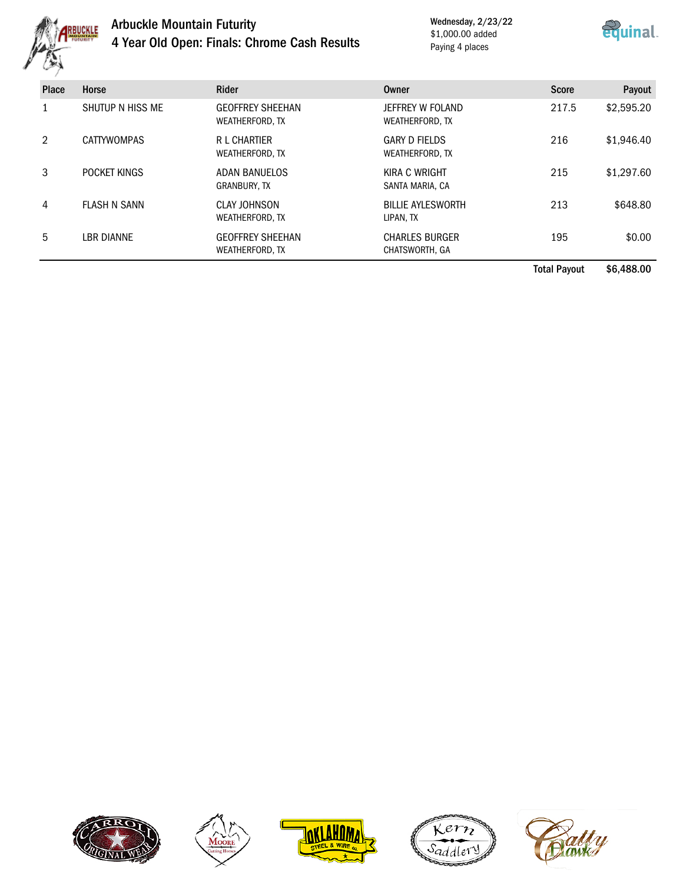# Arbuckle Mountain Futurity

## 4 Year Old Open: Finals: Chrome Cash Results

Wednesday, 2/23/22
$1,000.00 added
Paying 4 places

| Place | Horse | Rider | Owner | Score | Payout |
|---|---|---|---|---|---|
| 1 | SHUTUP N HISS ME | GEOFFREY SHEEHAN<br>WEATHERFORD, TX | JEFFREY W FOLAND<br>WEATHERFORD, TX | 217.5 | $2,595.20 |
| 2 | CATTYWOMPAS | R L CHARTIER<br>WEATHERFORD, TX | GARY D FIELDS<br>WEATHERFORD, TX | 216 | $1,946.40 |
| 3 | POCKET KINGS | ADAN BANUELOS<br>GRANBURY, TX | KIRA C WRIGHT<br>SANTA MARIA, CA | 215 | $1,297.60 |
| 4 | FLASH N SANN | CLAY JOHNSON<br>WEATHERFORD, TX | BILLIE AYLESWORTH<br>LIPAN, TX | 213 | $648.80 |
| 5 | LBR DIANNE | GEOFFREY SHEEHAN<br>WEATHERFORD, TX | CHARLES BURGER<br>CHATSWORTH, GA | 195 | $0.00 |
| | | | | **Total Payout** | **$6,488.00** |